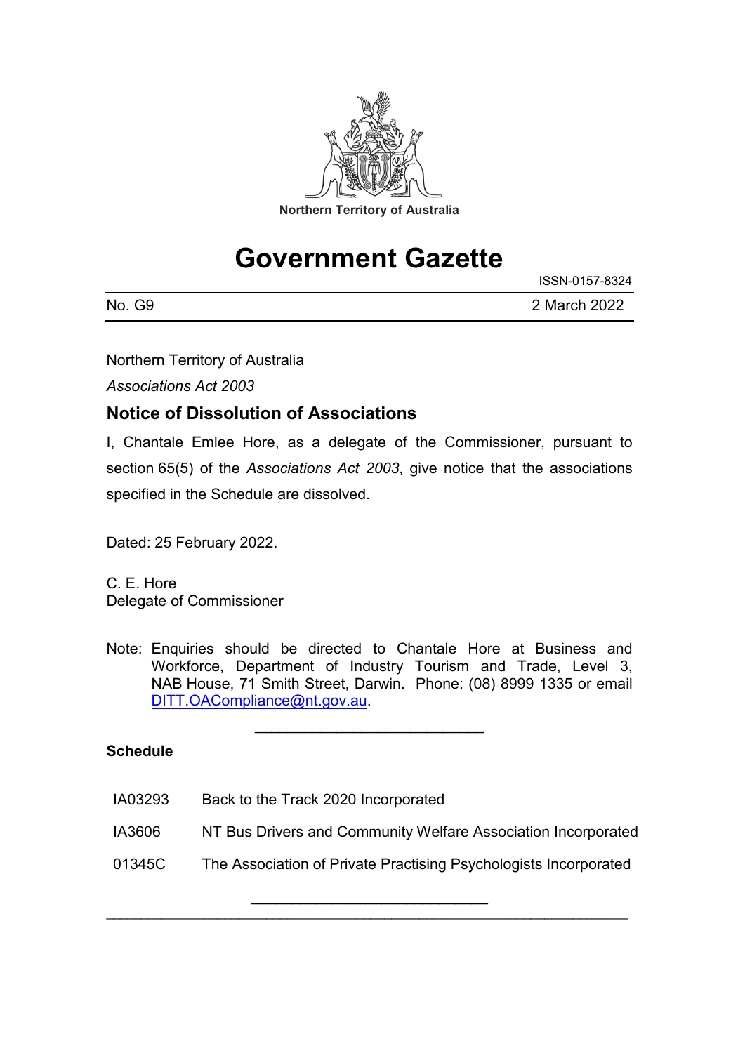Northern Territory of Australia

# Government Gazette

ISSN-0157-8324

No. G9 2 March 2022

Northern Territory of Australia

*Associations Act 2003*

## Notice of Dissolution of Associations

I, Chantale Emlee Hore, as a delegate of the Commissioner, pursuant to section 65(5) of the *Associations Act 2003*, give notice that the associations specified in the Schedule are dissolved.

Dated: 25 February 2022.

C. E. Hore
Delegate of Commissioner

Note: Enquiries should be directed to Chantale Hore at Business and Workforce, Department of Industry Tourism and Trade, Level 3, NAB House, 71 Smith Street, Darwin. Phone: (08) 8999 1335 or email DITT.OACompliance@nt.gov.au.

---

**Schedule**

| | |
|---|---|
| IA03293 | Back to the Track 2020 Incorporated |
| IA3606 | NT Bus Drivers and Community Welfare Association Incorporated |
| 01345C | The Association of Private Practising Psychologists Incorporated |

---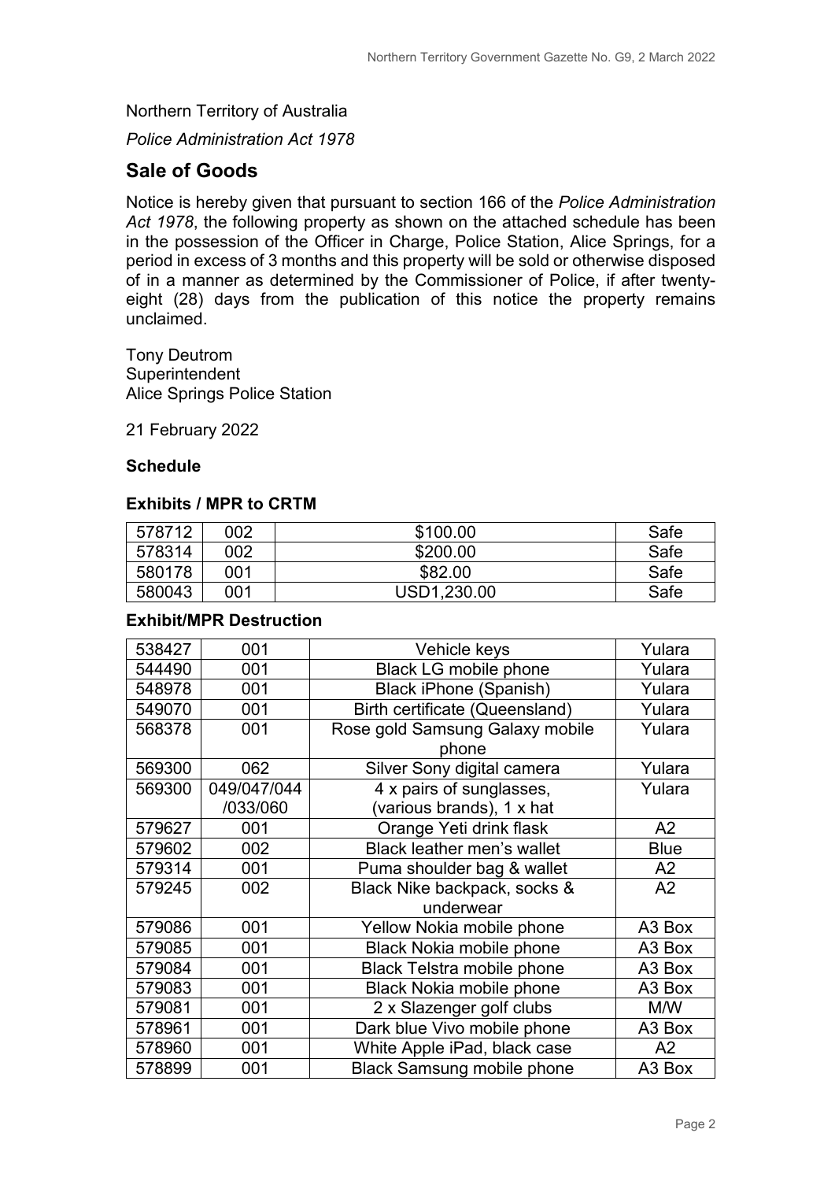Northern Territory of Australia

*Police Administration Act 1978*

## Sale of Goods

Notice is hereby given that pursuant to section 166 of the *Police Administration Act 1978*, the following property as shown on the attached schedule has been in the possession of the Officer in Charge, Police Station, Alice Springs, for a period in excess of 3 months and this property will be sold or otherwise disposed of in a manner as determined by the Commissioner of Police, if after twenty-eight (28) days from the publication of this notice the property remains unclaimed.

Tony Deutrom
Superintendent
Alice Springs Police Station

21 February 2022

**Schedule**

**Exhibits / MPR to CRTM**

| | | | |
|---|---|---|---|
| 578712 | 002 | $100.00 | Safe |
| 578314 | 002 | $200.00 | Safe |
| 580178 | 001 | $82.00 | Safe |
| 580043 | 001 | USD1,230.00 | Safe |

**Exhibit/MPR Destruction**

| | | | |
|---|---|---|---|
| 538427 | 001 | Vehicle keys | Yulara |
| 544490 | 001 | Black LG mobile phone | Yulara |
| 548978 | 001 | Black iPhone (Spanish) | Yulara |
| 549070 | 001 | Birth certificate (Queensland) | Yulara |
| 568378 | 001 | Rose gold Samsung Galaxy mobile phone | Yulara |
| 569300 | 062 | Silver Sony digital camera | Yulara |
| 569300 | 049/047/044 /033/060 | 4 x pairs of sunglasses, (various brands), 1 x hat | Yulara |
| 579627 | 001 | Orange Yeti drink flask | A2 |
| 579602 | 002 | Black leather men's wallet | Blue |
| 579314 | 001 | Puma shoulder bag & wallet | A2 |
| 579245 | 002 | Black Nike backpack, socks & underwear | A2 |
| 579086 | 001 | Yellow Nokia mobile phone | A3 Box |
| 579085 | 001 | Black Nokia mobile phone | A3 Box |
| 579084 | 001 | Black Telstra mobile phone | A3 Box |
| 579083 | 001 | Black Nokia mobile phone | A3 Box |
| 579081 | 001 | 2 x Slazenger golf clubs | M/W |
| 578961 | 001 | Dark blue Vivo mobile phone | A3 Box |
| 578960 | 001 | White Apple iPad, black case | A2 |
| 578899 | 001 | Black Samsung mobile phone | A3 Box |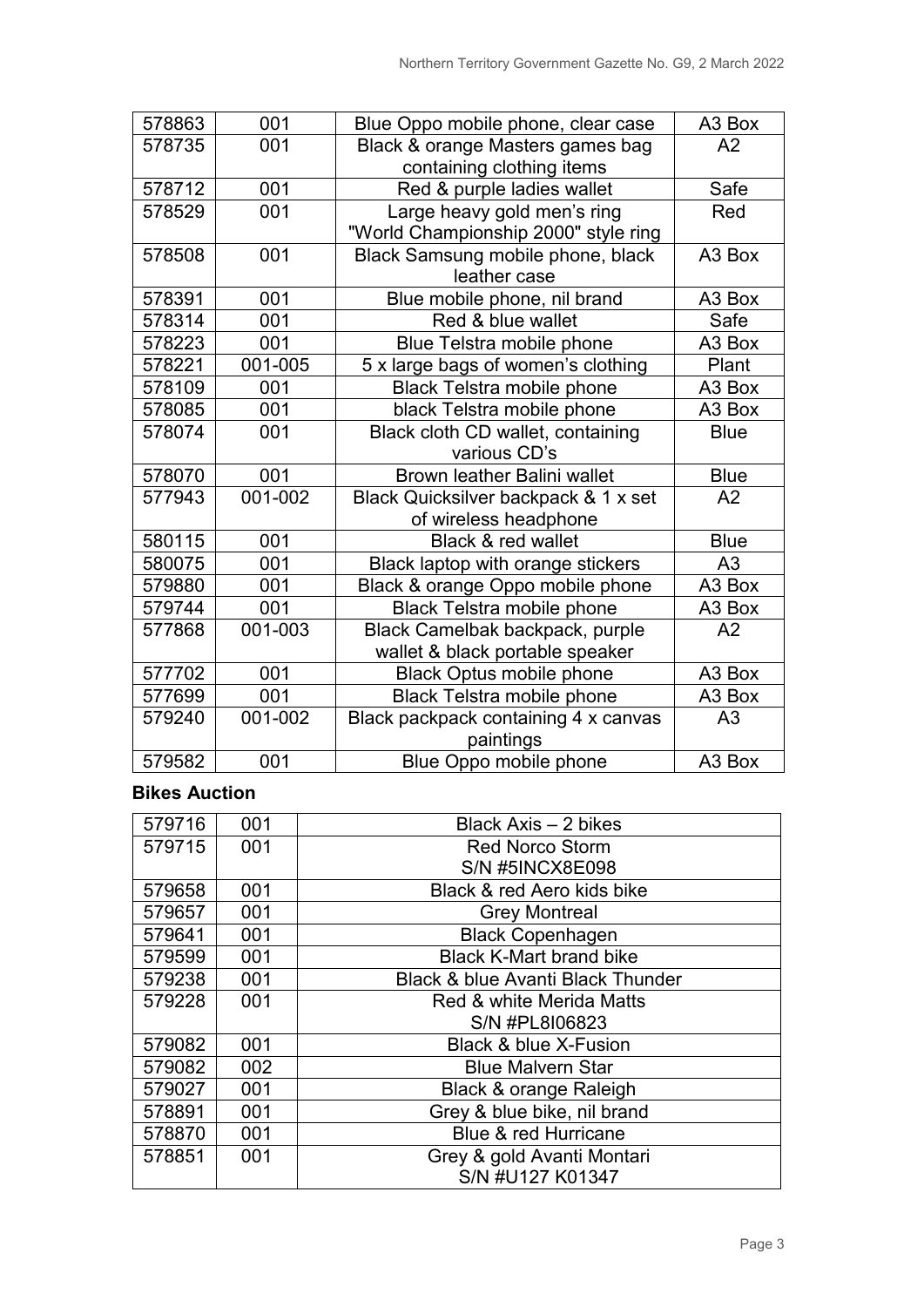| 578863 | 001 | Blue Oppo mobile phone, clear case | A3 Box |
|---|---|---|---|
| 578735 | 001 | Black & orange Masters games bag containing clothing items | A2 |
| 578712 | 001 | Red & purple ladies wallet | Safe |
| 578529 | 001 | Large heavy gold men's ring "World Championship 2000" style ring | Red |
| 578508 | 001 | Black Samsung mobile phone, black leather case | A3 Box |
| 578391 | 001 | Blue mobile phone, nil brand | A3 Box |
| 578314 | 001 | Red & blue wallet | Safe |
| 578223 | 001 | Blue Telstra mobile phone | A3 Box |
| 578221 | 001-005 | 5 x large bags of women's clothing | Plant |
| 578109 | 001 | Black Telstra mobile phone | A3 Box |
| 578085 | 001 | black Telstra mobile phone | A3 Box |
| 578074 | 001 | Black cloth CD wallet, containing various CD's | Blue |
| 578070 | 001 | Brown leather Balini wallet | Blue |
| 577943 | 001-002 | Black Quicksilver backpack & 1 x set of wireless headphone | A2 |
| 580115 | 001 | Black & red wallet | Blue |
| 580075 | 001 | Black laptop with orange stickers | A3 |
| 579880 | 001 | Black & orange Oppo mobile phone | A3 Box |
| 579744 | 001 | Black Telstra mobile phone | A3 Box |
| 577868 | 001-003 | Black Camelbak backpack, purple wallet & black portable speaker | A2 |
| 577702 | 001 | Black Optus mobile phone | A3 Box |
| 577699 | 001 | Black Telstra mobile phone | A3 Box |
| 579240 | 001-002 | Black packpack containing 4 x canvas paintings | A3 |
| 579582 | 001 | Blue Oppo mobile phone | A3 Box |

**Bikes Auction**

| 579716 | 001 | Black Axis – 2 bikes |
|---|---|---|
| 579715 | 001 | Red Norco Storm S/N #5INCX8E098 |
| 579658 | 001 | Black & red Aero kids bike |
| 579657 | 001 | Grey Montreal |
| 579641 | 001 | Black Copenhagen |
| 579599 | 001 | Black K-Mart brand bike |
| 579238 | 001 | Black & blue Avanti Black Thunder |
| 579228 | 001 | Red & white Merida Matts S/N #PL8I06823 |
| 579082 | 001 | Black & blue X-Fusion |
| 579082 | 002 | Blue Malvern Star |
| 579027 | 001 | Black & orange Raleigh |
| 578891 | 001 | Grey & blue bike, nil brand |
| 578870 | 001 | Blue & red Hurricane |
| 578851 | 001 | Grey & gold Avanti Montari S/N #U127 K01347 |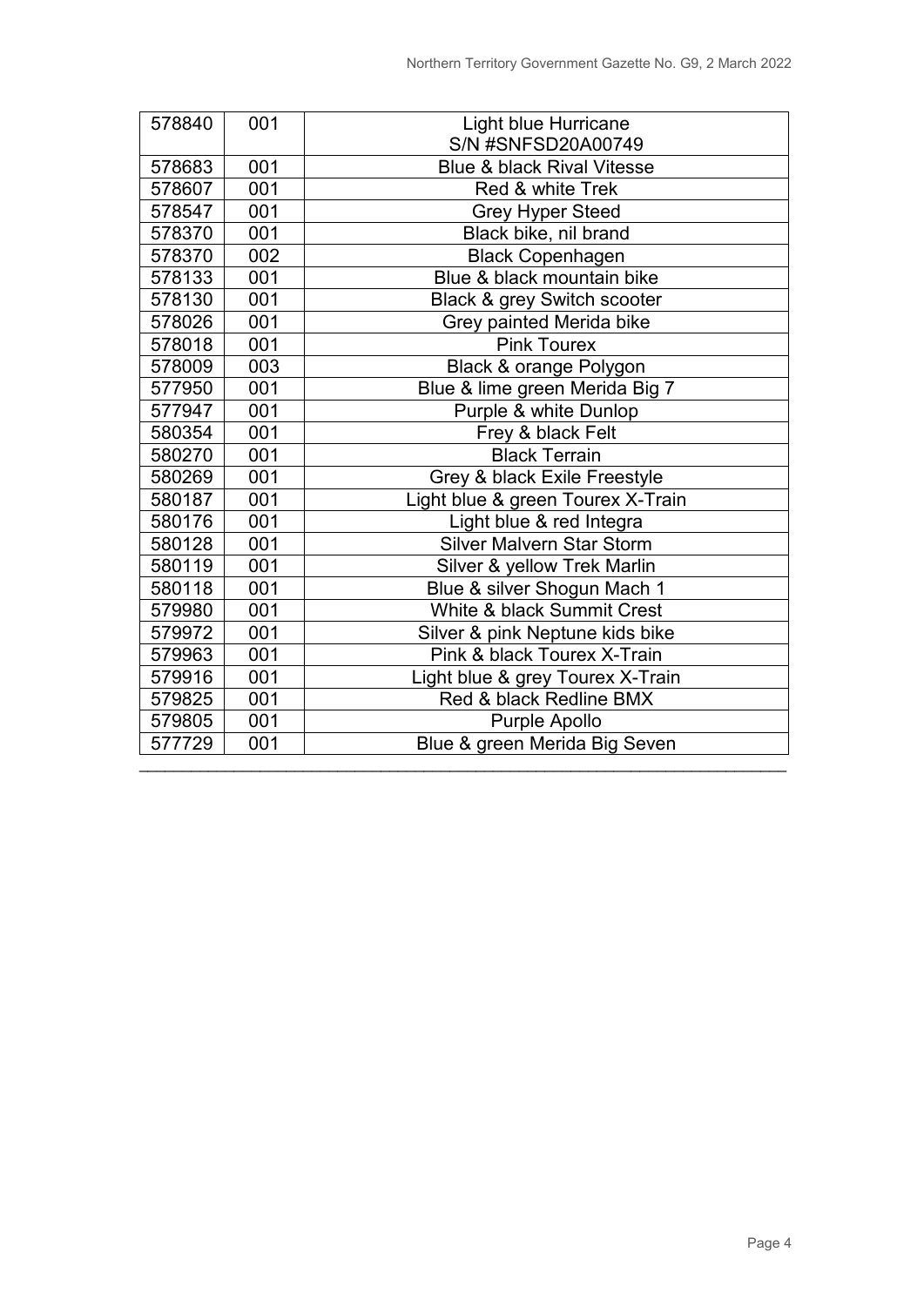| 578840 | 001 | Light blue Hurricane S/N #SNFSD20A00749 |
|---|---|---|
| 578683 | 001 | Blue & black Rival Vitesse |
| 578607 | 001 | Red & white Trek |
| 578547 | 001 | Grey Hyper Steed |
| 578370 | 001 | Black bike, nil brand |
| 578370 | 002 | Black Copenhagen |
| 578133 | 001 | Blue & black mountain bike |
| 578130 | 001 | Black & grey Switch scooter |
| 578026 | 001 | Grey painted Merida bike |
| 578018 | 001 | Pink Tourex |
| 578009 | 003 | Black & orange Polygon |
| 577950 | 001 | Blue & lime green Merida Big 7 |
| 577947 | 001 | Purple & white Dunlop |
| 580354 | 001 | Frey & black Felt |
| 580270 | 001 | Black Terrain |
| 580269 | 001 | Grey & black Exile Freestyle |
| 580187 | 001 | Light blue & green Tourex X-Train |
| 580176 | 001 | Light blue & red Integra |
| 580128 | 001 | Silver Malvern Star Storm |
| 580119 | 001 | Silver & yellow Trek Marlin |
| 580118 | 001 | Blue & silver Shogun Mach 1 |
| 579980 | 001 | White & black Summit Crest |
| 579972 | 001 | Silver & pink Neptune kids bike |
| 579963 | 001 | Pink & black Tourex X-Train |
| 579916 | 001 | Light blue & grey Tourex X-Train |
| 579825 | 001 | Red & black Redline BMX |
| 579805 | 001 | Purple Apollo |
| 577729 | 001 | Blue & green Merida Big Seven |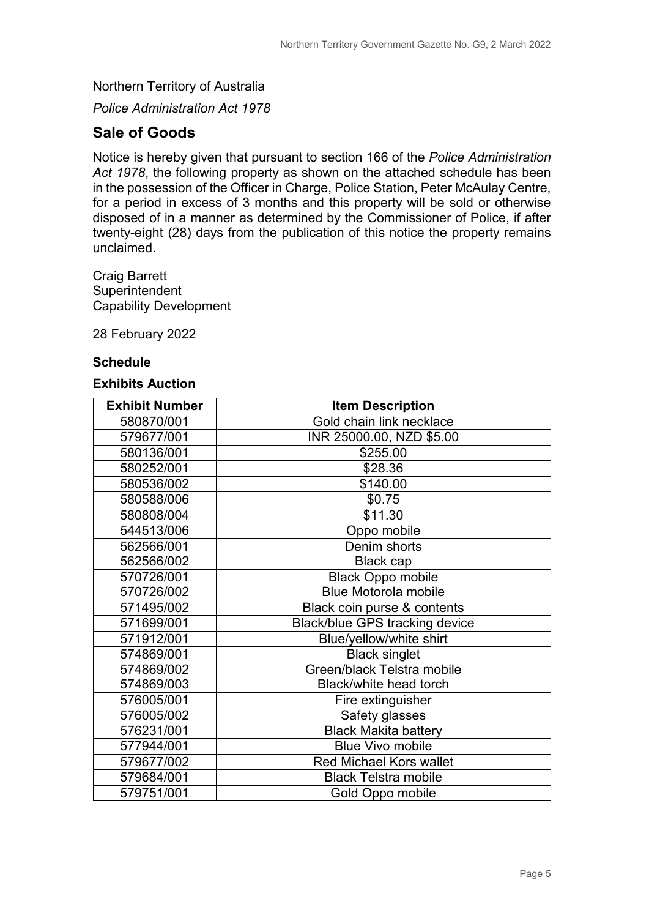Northern Territory of Australia

*Police Administration Act 1978*

## Sale of Goods

Notice is hereby given that pursuant to section 166 of the *Police Administration Act 1978*, the following property as shown on the attached schedule has been in the possession of the Officer in Charge, Police Station, Peter McAulay Centre, for a period in excess of 3 months and this property will be sold or otherwise disposed of in a manner as determined by the Commissioner of Police, if after twenty-eight (28) days from the publication of this notice the property remains unclaimed.

Craig Barrett
Superintendent
Capability Development

28 February 2022

**Schedule**

**Exhibits Auction**

| Exhibit Number | Item Description |
|---|---|
| 580870/001 | Gold chain link necklace |
| 579677/001 | INR 25000.00, NZD $5.00 |
| 580136/001 | $255.00 |
| 580252/001 | $28.36 |
| 580536/002 | $140.00 |
| 580588/006 | $0.75 |
| 580808/004 | $11.30 |
| 544513/006 | Oppo mobile |
| 562566/001<br>562566/002 | Denim shorts<br>Black cap |
| 570726/001<br>570726/002 | Black Oppo mobile<br>Blue Motorola mobile |
| 571495/002 | Black coin purse & contents |
| 571699/001 | Black/blue GPS tracking device |
| 571912/001 | Blue/yellow/white shirt |
| 574869/001<br>574869/002<br>574869/003 | Black singlet<br>Green/black Telstra mobile<br>Black/white head torch |
| 576005/001<br>576005/002 | Fire extinguisher<br>Safety glasses |
| 576231/001 | Black Makita battery |
| 577944/001 | Blue Vivo mobile |
| 579677/002 | Red Michael Kors wallet |
| 579684/001 | Black Telstra mobile |
| 579751/001 | Gold Oppo mobile |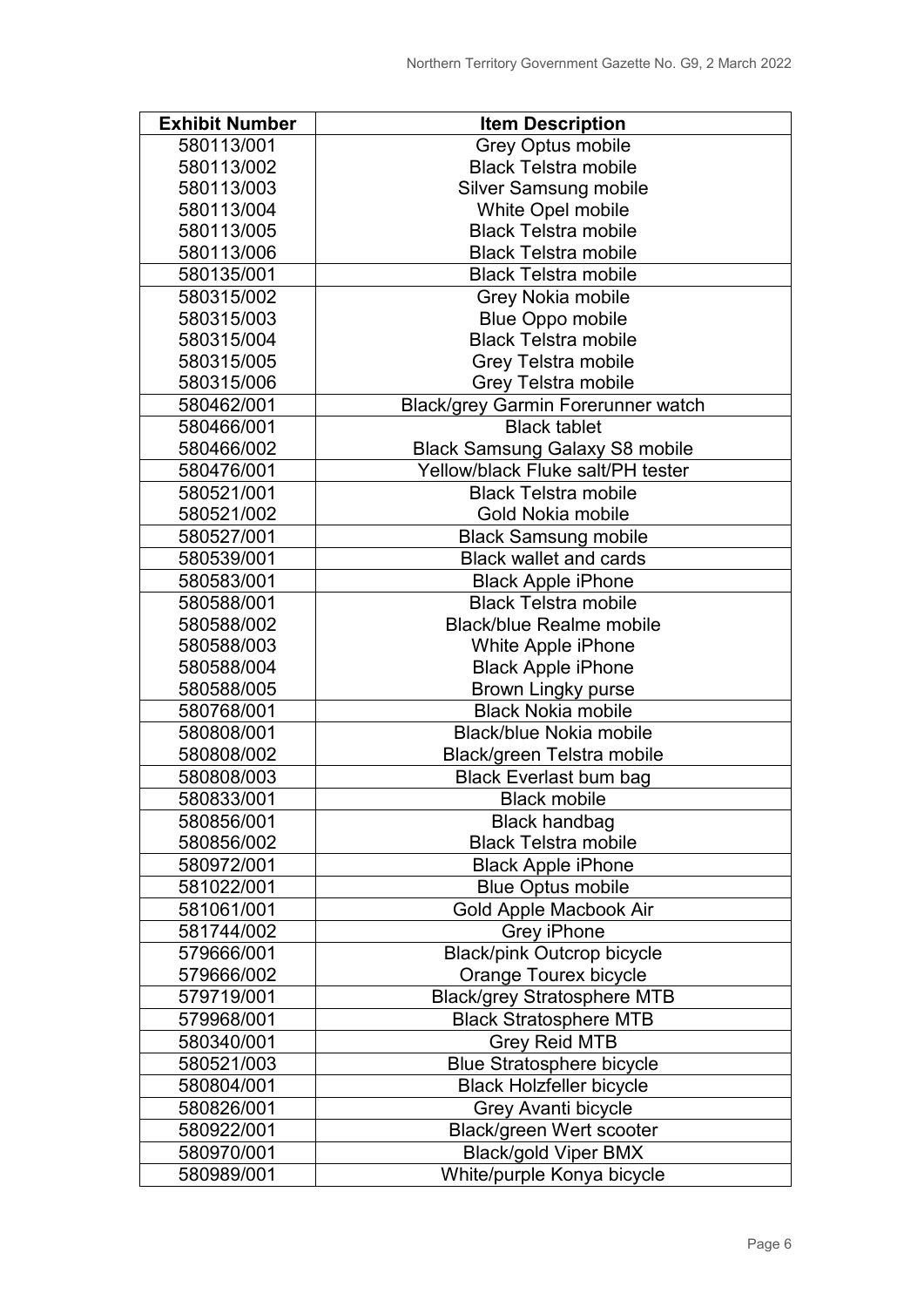| Exhibit Number | Item Description |
|---|---|
| 580113/001 | Grey Optus mobile |
| 580113/002 | Black Telstra mobile |
| 580113/003 | Silver Samsung mobile |
| 580113/004 | White Opel mobile |
| 580113/005 | Black Telstra mobile |
| 580113/006 | Black Telstra mobile |
| 580135/001 | Black Telstra mobile |
| 580315/002 | Grey Nokia mobile |
| 580315/003 | Blue Oppo mobile |
| 580315/004 | Black Telstra mobile |
| 580315/005 | Grey Telstra mobile |
| 580315/006 | Grey Telstra mobile |
| 580462/001 | Black/grey Garmin Forerunner watch |
| 580466/001 | Black tablet |
| 580466/002 | Black Samsung Galaxy S8 mobile |
| 580476/001 | Yellow/black Fluke salt/PH tester |
| 580521/001 | Black Telstra mobile |
| 580521/002 | Gold Nokia mobile |
| 580527/001 | Black Samsung mobile |
| 580539/001 | Black wallet and cards |
| 580583/001 | Black Apple iPhone |
| 580588/001 | Black Telstra mobile |
| 580588/002 | Black/blue Realme mobile |
| 580588/003 | White Apple iPhone |
| 580588/004 | Black Apple iPhone |
| 580588/005 | Brown Lingky purse |
| 580768/001 | Black Nokia mobile |
| 580808/001 | Black/blue Nokia mobile |
| 580808/002 | Black/green Telstra mobile |
| 580808/003 | Black Everlast bum bag |
| 580833/001 | Black mobile |
| 580856/001 | Black handbag |
| 580856/002 | Black Telstra mobile |
| 580972/001 | Black Apple iPhone |
| 581022/001 | Blue Optus mobile |
| 581061/001 | Gold Apple Macbook Air |
| 581744/002 | Grey iPhone |
| 579666/001 | Black/pink Outcrop bicycle |
| 579666/002 | Orange Tourex bicycle |
| 579719/001 | Black/grey Stratosphere MTB |
| 579968/001 | Black Stratosphere MTB |
| 580340/001 | Grey Reid MTB |
| 580521/003 | Blue Stratosphere bicycle |
| 580804/001 | Black Holzfeller bicycle |
| 580826/001 | Grey Avanti bicycle |
| 580922/001 | Black/green Wert scooter |
| 580970/001 | Black/gold Viper BMX |
| 580989/001 | White/purple Konya bicycle |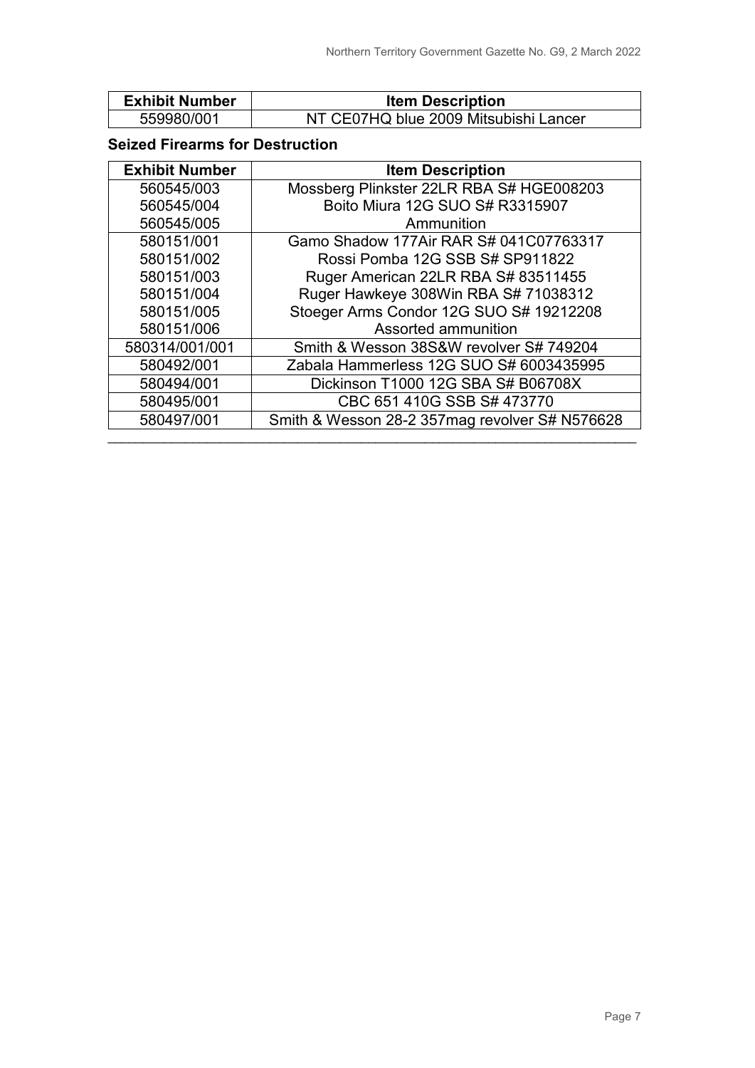| Exhibit Number | Item Description |
|---|---|
| 559980/001 | NT CE07HQ blue 2009 Mitsubishi Lancer |

**Seized Firearms for Destruction**

| Exhibit Number | Item Description |
|---|---|
| 560545/003 | Mossberg Plinkster 22LR RBA S# HGE008203 |
| 560545/004 | Boito Miura 12G SUO S# R3315907 |
| 560545/005 | Ammunition |
| 580151/001 | Gamo Shadow 177Air RAR S# 041C07763317 |
| 580151/002 | Rossi Pomba 12G SSB S# SP911822 |
| 580151/003 | Ruger American 22LR RBA S# 83511455 |
| 580151/004 | Ruger Hawkeye 308Win RBA S# 71038312 |
| 580151/005 | Stoeger Arms Condor 12G SUO S# 19212208 |
| 580151/006 | Assorted ammunition |
| 580314/001/001 | Smith & Wesson 38S&W revolver S# 749204 |
| 580492/001 | Zabala Hammerless 12G SUO S# 6003435995 |
| 580494/001 | Dickinson T1000 12G SBA S# B06708X |
| 580495/001 | CBC 651 410G SSB S# 473770 |
| 580497/001 | Smith & Wesson 28-2 357mag revolver S# N576628 |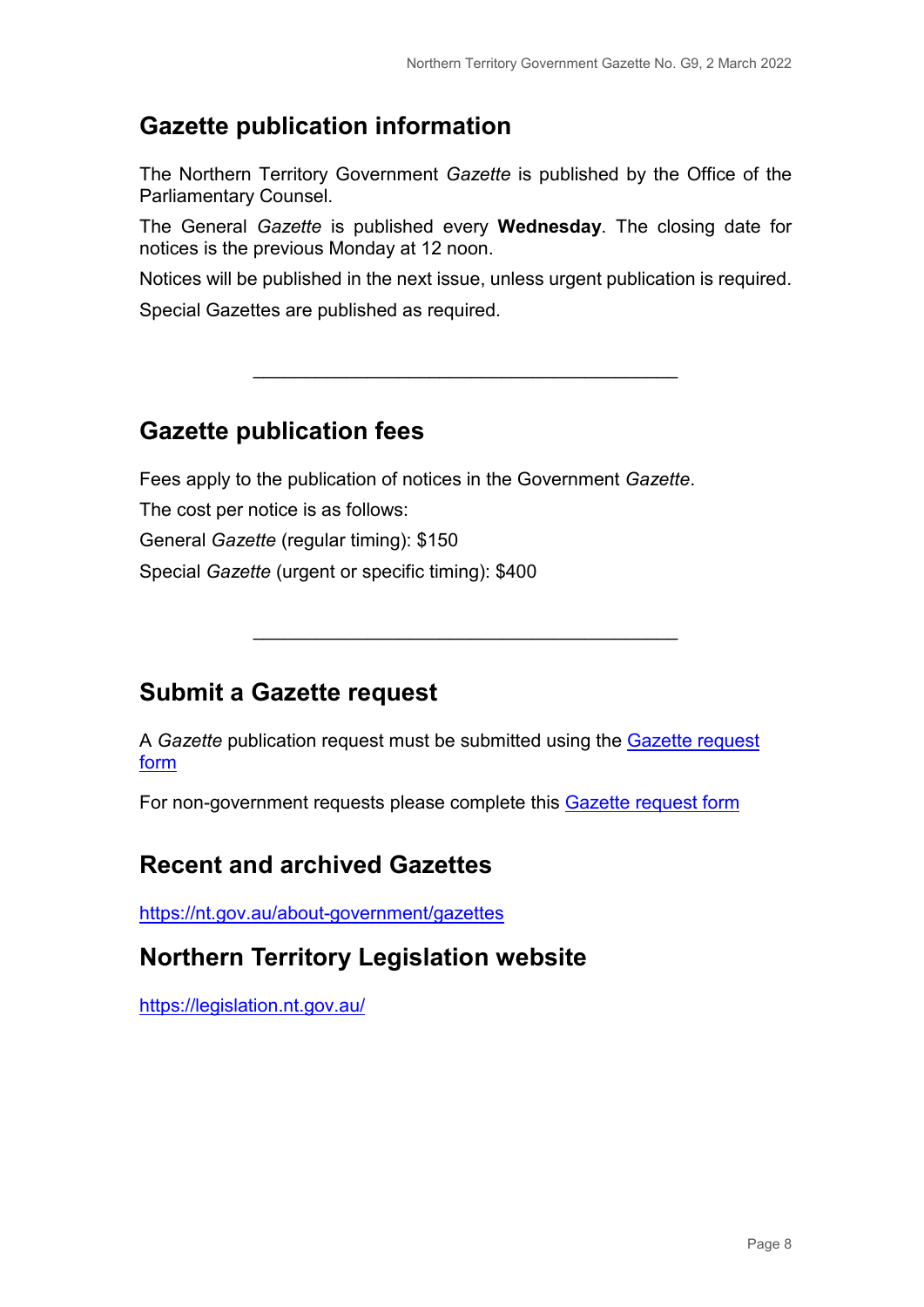## Gazette publication information

The Northern Territory Government *Gazette* is published by the Office of the Parliamentary Counsel.

The General *Gazette* is published every **Wednesday**. The closing date for notices is the previous Monday at 12 noon.

Notices will be published in the next issue, unless urgent publication is required.

Special Gazettes are published as required.

---

## Gazette publication fees

Fees apply to the publication of notices in the Government *Gazette*.

The cost per notice is as follows:

General *Gazette* (regular timing): $150

Special *Gazette* (urgent or specific timing): $400

---

## Submit a Gazette request

A *Gazette* publication request must be submitted using the Gazette request form

For non-government requests please complete this Gazette request form

## Recent and archived Gazettes

https://nt.gov.au/about-government/gazettes

## Northern Territory Legislation website

https://legislation.nt.gov.au/